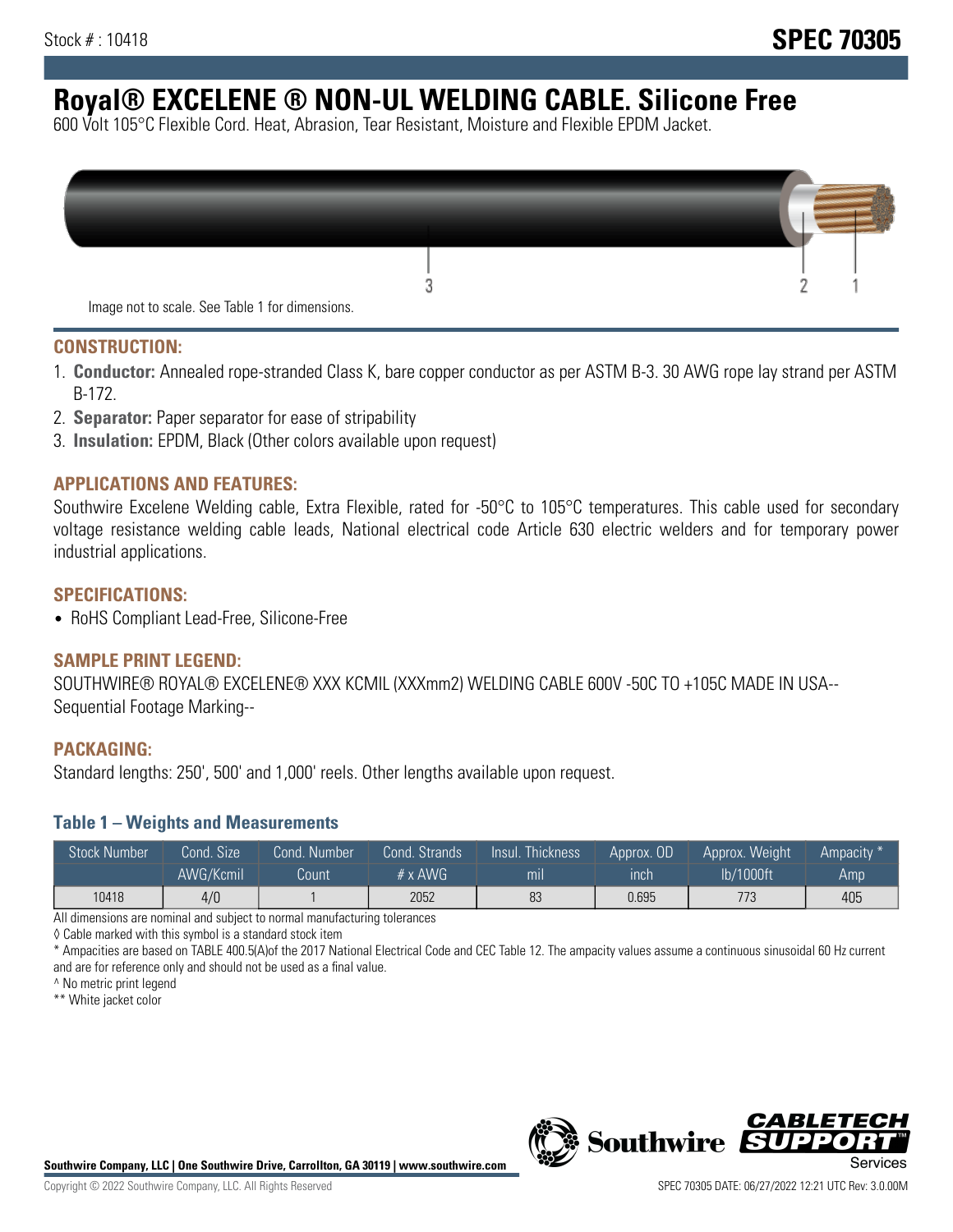Stock # : 10418

# SPEC 70305

# Royal® EXCELENE ® NON-UL WELDING CABLE. Silicone Free

600 Volt 105°C Flexible Cord. Heat, Abrasion, Tear Resistant, Moisture and Flexible EPDM Jacket.

Image not to scale. See Table 1 for dimensions.

## CONSTRUCTION:

1. **Conductor:** Annealed rope-stranded Class K, bare copper conductor as per ASTM B-3. 30 AWG rope lay strand per ASTM B-172.
2. **Separator:** Paper separator for ease of stripability
3. **Insulation:** EPDM, Black (Other colors available upon request)

## APPLICATIONS AND FEATURES:

Southwire Excelene Welding cable, Extra Flexible, rated for -50°C to 105°C temperatures. This cable used for secondary voltage resistance welding cable leads, National electrical code Article 630 electric welders and for temporary power industrial applications.

## SPECIFICATIONS:

- RoHS Compliant Lead-Free, Silicone-Free

## SAMPLE PRINT LEGEND:

SOUTHWIRE® ROYAL® EXCELENE® XXX KCMIL (XXXmm2) WELDING CABLE 600V -50C TO +105C MADE IN USA--Sequential Footage Marking--

## PACKAGING:

Standard lengths: 250', 500' and 1,000' reels. Other lengths available upon request.

### Table 1 – Weights and Measurements

| Stock Number | Cond. Size | Cond. Number | Cond. Strands | Insul. Thickness | Approx. OD | Approx. Weight | Ampacity * |
|---|---|---|---|---|---|---|---|
| | AWG/Kcmil | Count | # x AWG | mil | inch | lb/1000ft | Amp |
| 10418 | 4/0 | 1 | 2052 | 83 | 0.695 | 773 | 405 |

All dimensions are nominal and subject to normal manufacturing tolerances

◊ Cable marked with this symbol is a standard stock item

* Ampacities are based on TABLE 400.5(A)of the 2017 National Electrical Code and CEC Table 12. The ampacity values assume a continuous sinusoidal 60 Hz current and are for reference only and should not be used as a final value.

^ No metric print legend

** White jacket color

Southwire Company, LLC | One Southwire Drive, Carrollton, GA 30119 | www.southwire.com

Copyright © 2022 Southwire Company, LLC. All Rights Reserved

SPEC 70305 DATE: 06/27/2022 12:21 UTC Rev: 3.0.00M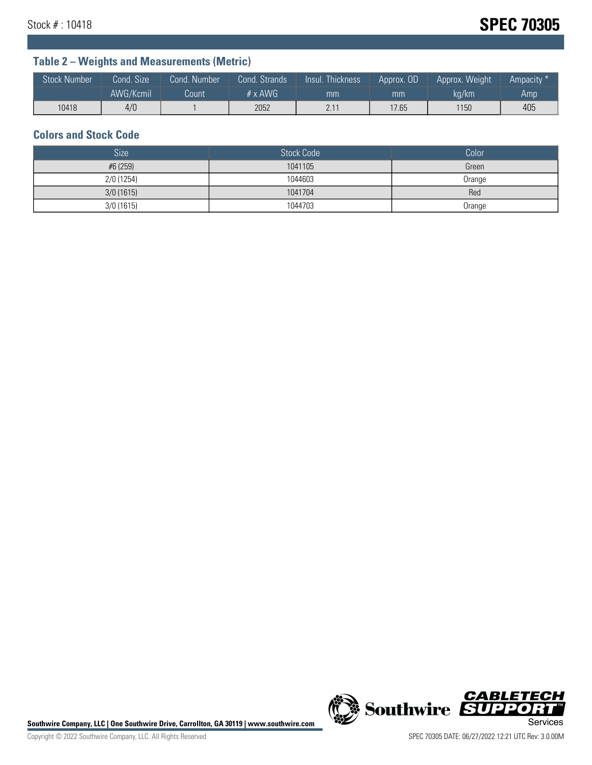## Table 2 – Weights and Measurements (Metric)

| Stock Number | Cond. Size | Cond. Number | Cond. Strands | Insul. Thickness | Approx. OD | Approx. Weight | Ampacity * |
|---|---|---|---|---|---|---|---|
| | AWG/Kcmil | Count | # x AWG | mm | mm | kg/km | Amp |
| 10418 | 4/0 | 1 | 2052 | 2.11 | 17.65 | 1150 | 405 |

## Colors and Stock Code

| Size | Stock Code | Color |
|---|---|---|
| #6 (259) | 1041105 | Green |
| 2/0 (1254) | 1044603 | Orange |
| 3/0 (1615) | 1041704 | Red |
| 3/0 (1615) | 1044703 | Orange |

**Southwire Company, LLC | One Southwire Drive, Carrollton, GA 30119 | www.southwire.com**

Copyright © 2022 Southwire Company, LLC. All Rights Reserved

SPEC 70305 DATE: 06/27/2022 12:21 UTC Rev: 3.0.00M